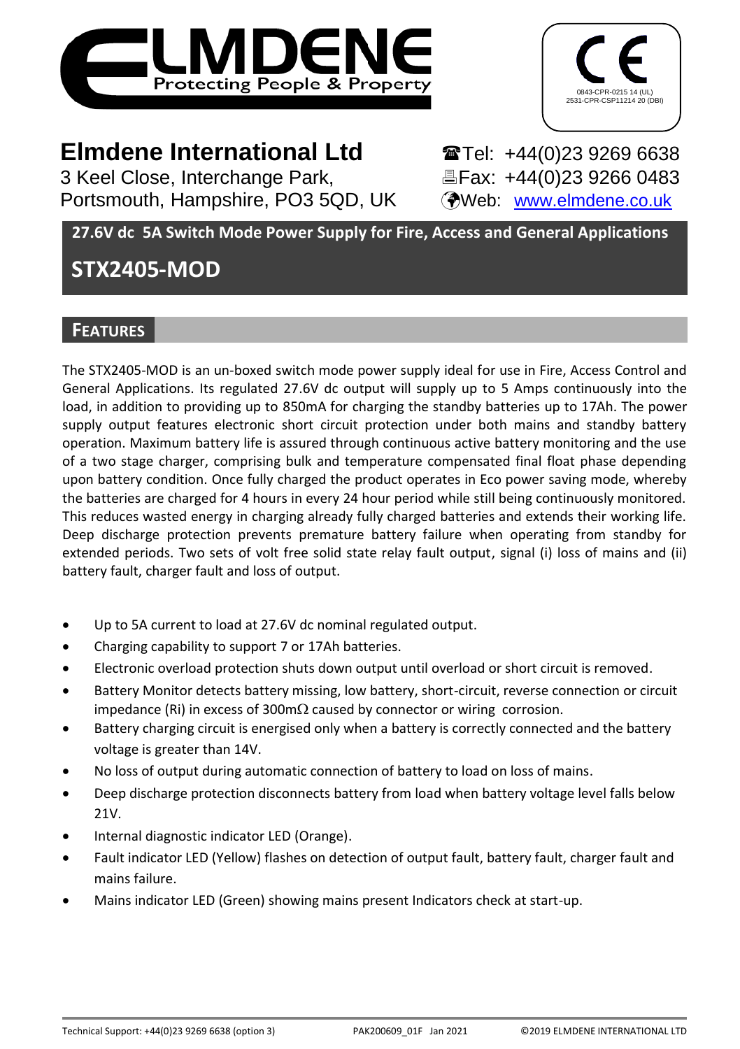# ELMDENE

Protecting People & Property

0843-CPR-0215 14 (UL)
2531-CPR-CSP11214 20 (DBI)

## Elmdene International Ltd

3 Keel Close, Interchange Park,
Portsmouth, Hampshire, PO3 5QD, UK

☎Tel: +44(0)23 9269 6638
🖷Fax: +44(0)23 9266 0483
Web: www.elmdene.co.uk

**27.6V dc 5A Switch Mode Power Supply for Fire, Access and General Applications**

# STX2405-MOD

## FEATURES

The STX2405-MOD is an un-boxed switch mode power supply ideal for use in Fire, Access Control and General Applications. Its regulated 27.6V dc output will supply up to 5 Amps continuously into the load, in addition to providing up to 850mA for charging the standby batteries up to 17Ah. The power supply output features electronic short circuit protection under both mains and standby battery operation. Maximum battery life is assured through continuous active battery monitoring and the use of a two stage charger, comprising bulk and temperature compensated final float phase depending upon battery condition. Once fully charged the product operates in Eco power saving mode, whereby the batteries are charged for 4 hours in every 24 hour period while still being continuously monitored. This reduces wasted energy in charging already fully charged batteries and extends their working life. Deep discharge protection prevents premature battery failure when operating from standby for extended periods. Two sets of volt free solid state relay fault output, signal (i) loss of mains and (ii) battery fault, charger fault and loss of output.

- Up to 5A current to load at 27.6V dc nominal regulated output.
- Charging capability to support 7 or 17Ah batteries.
- Electronic overload protection shuts down output until overload or short circuit is removed.
- Battery Monitor detects battery missing, low battery, short-circuit, reverse connection or circuit impedance (Ri) in excess of 300mΩ caused by connector or wiring corrosion.
- Battery charging circuit is energised only when a battery is correctly connected and the battery voltage is greater than 14V.
- No loss of output during automatic connection of battery to load on loss of mains.
- Deep discharge protection disconnects battery from load when battery voltage level falls below 21V.
- Internal diagnostic indicator LED (Orange).
- Fault indicator LED (Yellow) flashes on detection of output fault, battery fault, charger fault and mains failure.
- Mains indicator LED (Green) showing mains present Indicators check at start-up.

Technical Support: +44(0)23 9269 6638 (option 3) PAK200609_01F Jan 2021 ©2019 ELMDENE INTERNATIONAL LTD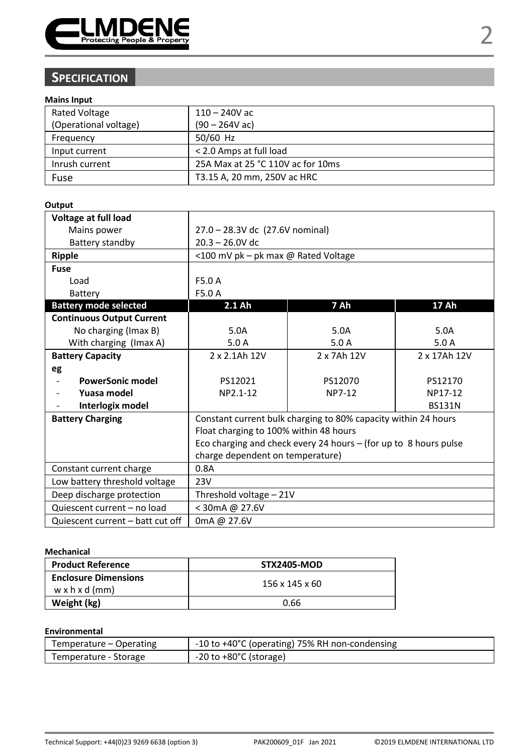## SPECIFICATION

**Mains Input**

| | |
|---|---|
| Rated Voltage<br>(Operational voltage) | 110 – 240V ac<br>(90 – 264V ac) |
| Frequency | 50/60 Hz |
| Input current | < 2.0 Amps at full load |
| Inrush current | 25A Max at 25 °C 110V ac for 10ms |
| Fuse | T3.15 A, 20 mm, 250V ac HRC |

**Output**

| | | | |
|---|---|---|---|
| **Voltage at full load** | | | |
| Mains power | 27.0 – 28.3V dc (27.6V nominal) | | |
| Battery standby | 20.3 – 26.0V dc | | |
| **Ripple** | <100 mV pk – pk max @ Rated Voltage | | |
| **Fuse** | | | |
| Load | F5.0 A | | |
| Battery | F5.0 A | | |
| **Battery mode selected** | **2.1 Ah** | **7 Ah** | **17 Ah** |
| **Continuous Output Current** | | | |
| No charging (Imax B) | 5.0A | 5.0A | 5.0A |
| With charging (Imax A) | 5.0 A | 5.0 A | 5.0 A |
| **Battery Capacity** | 2 x 2.1Ah 12V | 2 x 7Ah 12V | 2 x 17Ah 12V |
| **eg** | | | |
| - **PowerSonic model** | PS12021 | PS12070 | PS12170 |
| - **Yuasa model** | NP2.1-12 | NP7-12 | NP17-12 |
| - **Interlogix model** | | | BS131N |
| **Battery Charging** | Constant current bulk charging to 80% capacity within 24 hours<br>Float charging to 100% within 48 hours<br>Eco charging and check every 24 hours – (for up to 8 hours pulse charge dependent on temperature) | | |
| Constant current charge | 0.8A | | |
| Low battery threshold voltage | 23V | | |
| Deep discharge protection | Threshold voltage – 21V | | |
| Quiescent current – no load | < 30mA @ 27.6V | | |
| Quiescent current – batt cut off | 0mA @ 27.6V | | |

**Mechanical**

| **Product Reference** | **STX2405-MOD** |
|---|---|
| **Enclosure Dimensions**<br>w x h x d (mm) | 156 x 145 x 60 |
| **Weight (kg)** | 0.66 |

**Environmental**

| | |
|---|---|
| Temperature – Operating | -10 to +40°C (operating) 75% RH non-condensing |
| Temperature - Storage | -20 to +80°C (storage) |

Technical Support: +44(0)23 9269 6638 (option 3) PAK200609_01F Jan 2021 ©2019 ELMDENE INTERNATIONAL LTD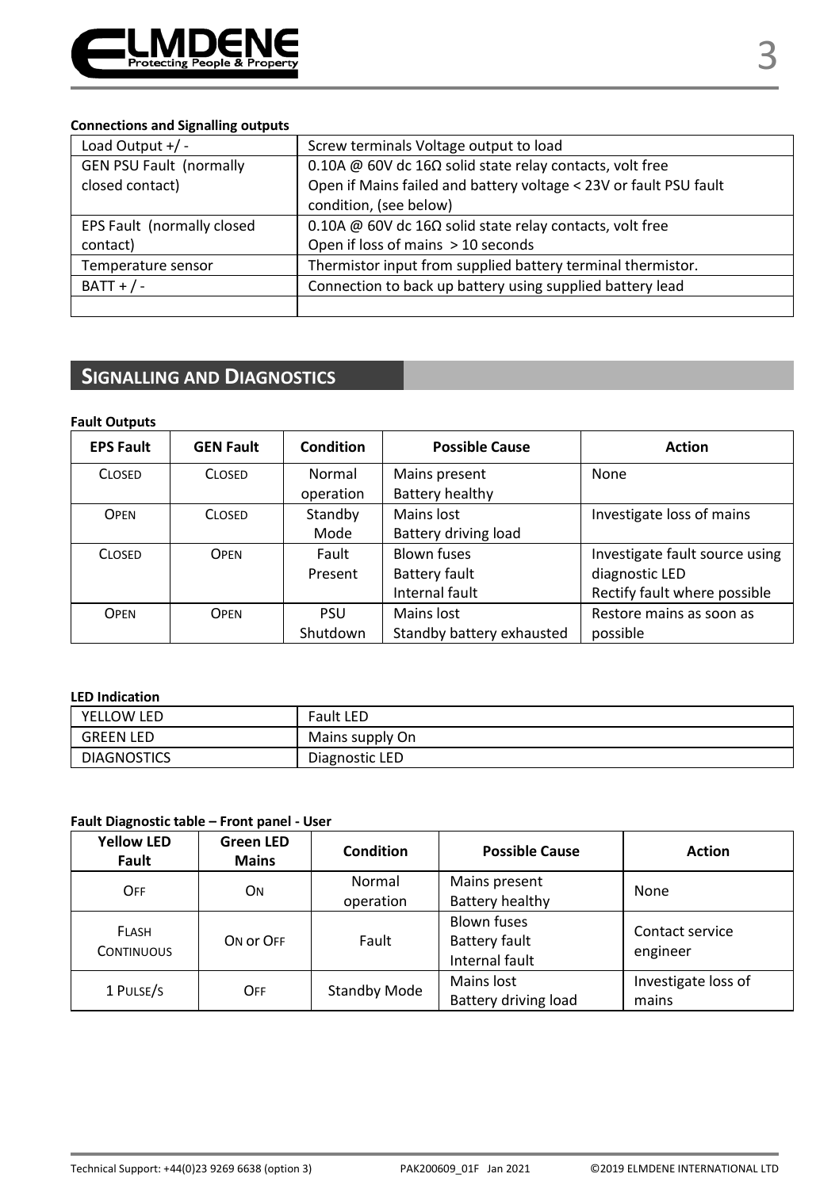**Connections and Signalling outputs**

| | |
|---|---|
| Load Output +/ - | Screw terminals Voltage output to load |
| GEN PSU Fault (normally closed contact) | 0.10A @ 60V dc 16Ω solid state relay contacts, volt free<br>Open if Mains failed and battery voltage < 23V or fault PSU fault condition, (see below) |
| EPS Fault (normally closed contact) | 0.10A @ 60V dc 16Ω solid state relay contacts, volt free<br>Open if loss of mains > 10 seconds |
| Temperature sensor | Thermistor input from supplied battery terminal thermistor. |
| BATT + / - | Connection to back up battery using supplied battery lead |
| | |

## SIGNALLING AND DIAGNOSTICS

**Fault Outputs**

| EPS Fault | GEN Fault | Condition | Possible Cause | Action |
|---|---|---|---|---|
| CLOSED | CLOSED | Normal operation | Mains present<br>Battery healthy | None |
| OPEN | CLOSED | Standby Mode | Mains lost<br>Battery driving load | Investigate loss of mains |
| CLOSED | OPEN | Fault Present | Blown fuses<br>Battery fault<br>Internal fault | Investigate fault source using diagnostic LED<br>Rectify fault where possible |
| OPEN | OPEN | PSU Shutdown | Mains lost<br>Standby battery exhausted | Restore mains as soon as possible |

**LED Indication**

| | |
|---|---|
| YELLOW LED | Fault LED |
| GREEN LED | Mains supply On |
| DIAGNOSTICS | Diagnostic LED |

**Fault Diagnostic table – Front panel - User**

| Yellow LED Fault | Green LED Mains | Condition | Possible Cause | Action |
|---|---|---|---|---|
| OFF | ON | Normal operation | Mains present<br>Battery healthy | None |
| FLASH CONTINUOUS | ON or OFF | Fault | Blown fuses<br>Battery fault<br>Internal fault | Contact service engineer |
| 1 PULSE/S | OFF | Standby Mode | Mains lost<br>Battery driving load | Investigate loss of mains |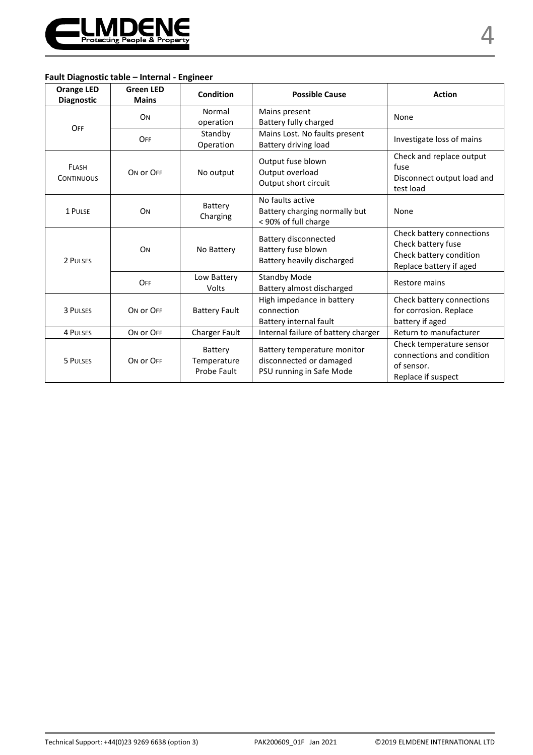**Fault Diagnostic table – Internal - Engineer**

| Orange LED Diagnostic | Green LED Mains | Condition | Possible Cause | Action |
|---|---|---|---|---|
| OFF | ON | Normal operation | Mains present<br>Battery fully charged | None |
| | OFF | Standby Operation | Mains Lost. No faults present<br>Battery driving load | Investigate loss of mains |
| FLASH CONTINUOUS | ON or OFF | No output | Output fuse blown<br>Output overload<br>Output short circuit | Check and replace output fuse<br>Disconnect output load and test load |
| 1 PULSE | ON | Battery Charging | No faults active<br>Battery charging normally but < 90% of full charge | None |
| 2 PULSES | ON | No Battery | Battery disconnected<br>Battery fuse blown<br>Battery heavily discharged | Check battery connections<br>Check battery fuse<br>Check battery condition<br>Replace battery if aged |
| | OFF | Low Battery Volts | Standby Mode<br>Battery almost discharged | Restore mains |
| 3 PULSES | ON or OFF | Battery Fault | High impedance in battery connection<br>Battery internal fault | Check battery connections for corrosion. Replace battery if aged |
| 4 PULSES | ON or OFF | Charger Fault | Internal failure of battery charger | Return to manufacturer |
| 5 PULSES | ON or OFF | Battery Temperature Probe Fault | Battery temperature monitor disconnected or damaged<br>PSU running in Safe Mode | Check temperature sensor connections and condition of sensor.<br>Replace if suspect |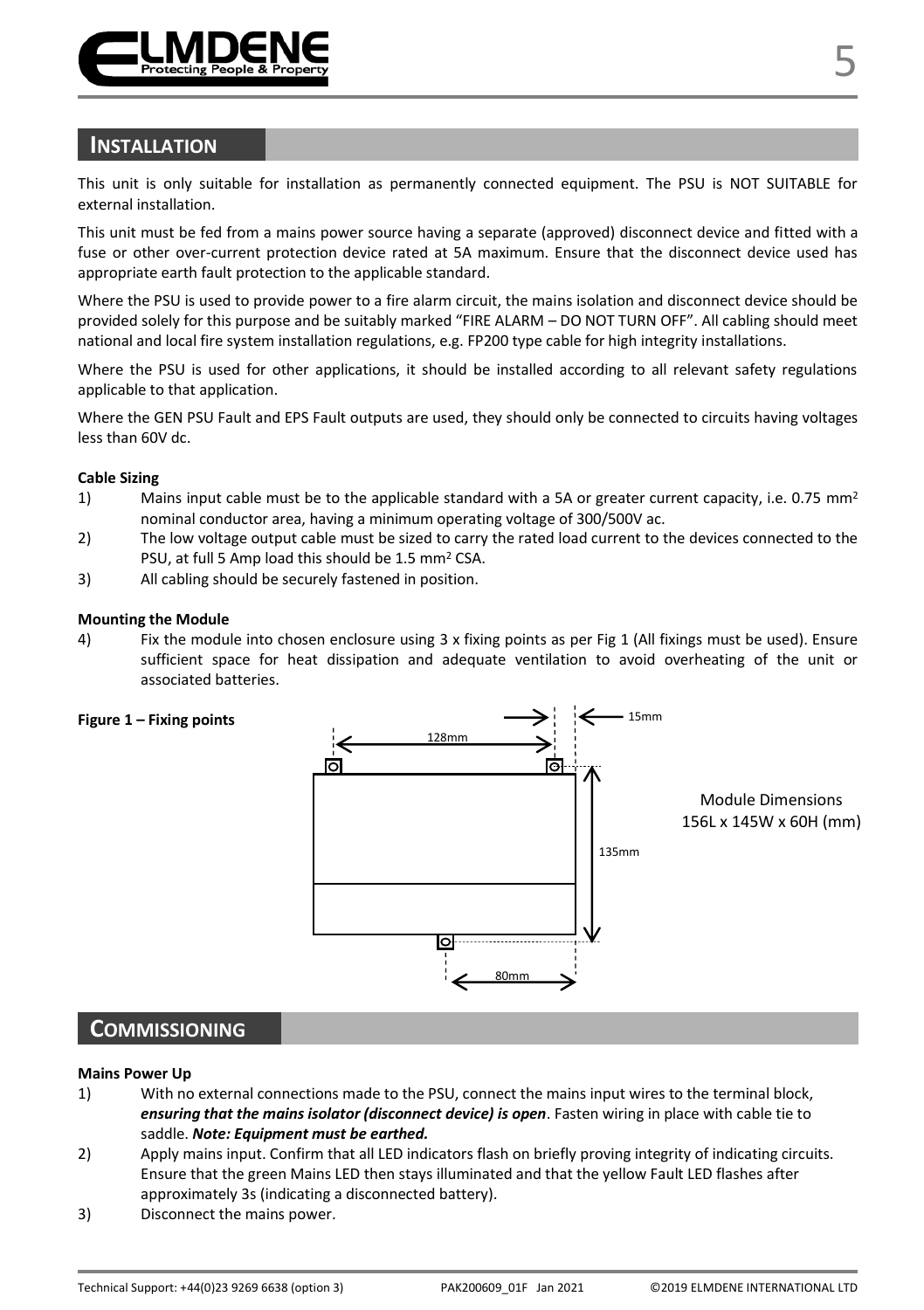## Installation

This unit is only suitable for installation as permanently connected equipment. The PSU is NOT SUITABLE for external installation.

This unit must be fed from a mains power source having a separate (approved) disconnect device and fitted with a fuse or other over-current protection device rated at 5A maximum. Ensure that the disconnect device used has appropriate earth fault protection to the applicable standard.

Where the PSU is used to provide power to a fire alarm circuit, the mains isolation and disconnect device should be provided solely for this purpose and be suitably marked “FIRE ALARM – DO NOT TURN OFF”. All cabling should meet national and local fire system installation regulations, e.g. FP200 type cable for high integrity installations.

Where the PSU is used for other applications, it should be installed according to all relevant safety regulations applicable to that application.

Where the GEN PSU Fault and EPS Fault outputs are used, they should only be connected to circuits having voltages less than 60V dc.

**Cable Sizing**

1) Mains input cable must be to the applicable standard with a 5A or greater current capacity, i.e. 0.75 mm² nominal conductor area, having a minimum operating voltage of 300/500V ac.
2) The low voltage output cable must be sized to carry the rated load current to the devices connected to the PSU, at full 5 Amp load this should be 1.5 mm² CSA.
3) All cabling should be securely fastened in position.

**Mounting the Module**

4) Fix the module into chosen enclosure using 3 x fixing points as per Fig 1 (All fixings must be used). Ensure sufficient space for heat dissipation and adequate ventilation to avoid overheating of the unit or associated batteries.

**Figure 1 – Fixing points**

128mm, 15mm, 135mm, 80mm

Module Dimensions
156L x 145W x 60H (mm)

## Commissioning

**Mains Power Up**

1) With no external connections made to the PSU, connect the mains input wires to the terminal block, ***ensuring that the mains isolator (disconnect device) is open***. Fasten wiring in place with cable tie to saddle. ***Note: Equipment must be earthed.***
2) Apply mains input. Confirm that all LED indicators flash on briefly proving integrity of indicating circuits. Ensure that the green Mains LED then stays illuminated and that the yellow Fault LED flashes after approximately 3s (indicating a disconnected battery).
3) Disconnect the mains power.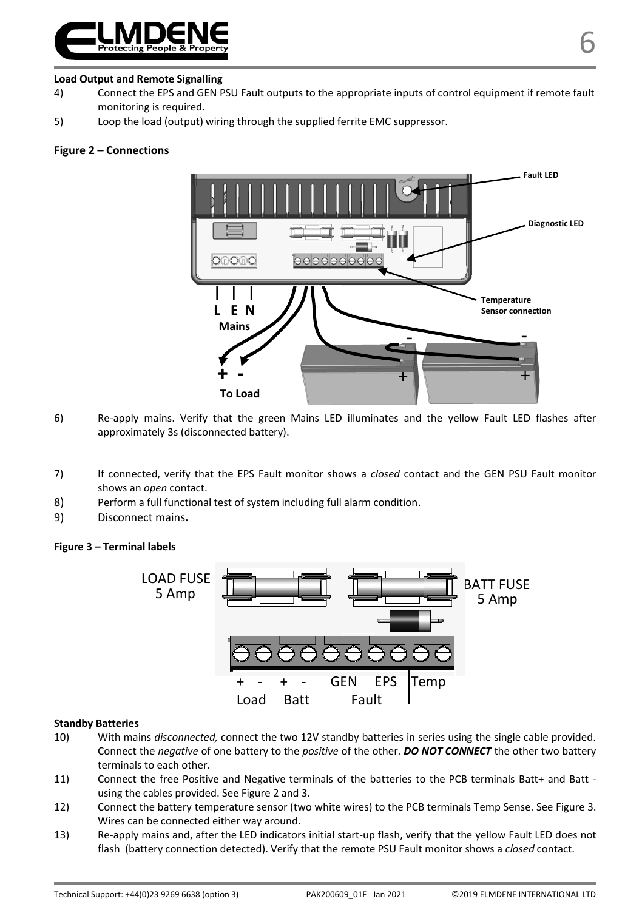**Load Output and Remote Signalling**

4) Connect the EPS and GEN PSU Fault outputs to the appropriate inputs of control equipment if remote fault monitoring is required.
5) Loop the load (output) wiring through the supplied ferrite EMC suppressor.

**Figure 2 – Connections**

6) Re-apply mains. Verify that the green Mains LED illuminates and the yellow Fault LED flashes after approximately 3s (disconnected battery).
7) If connected, verify that the EPS Fault monitor shows a *closed* contact and the GEN PSU Fault monitor shows an *open* contact.
8) Perform a full functional test of system including full alarm condition.
9) Disconnect mains**.**

**Figure 3 – Terminal labels**

**Standby Batteries**

10) With mains *disconnected,* connect the two 12V standby batteries in series using the single cable provided. Connect the *negative* of one battery to the *positive* of the other. ***DO NOT CONNECT*** the other two battery terminals to each other.
11) Connect the free Positive and Negative terminals of the batteries to the PCB terminals Batt+ and Batt - using the cables provided. See Figure 2 and 3.
12) Connect the battery temperature sensor (two white wires) to the PCB terminals Temp Sense. See Figure 3. Wires can be connected either way around.
13) Re-apply mains and, after the LED indicators initial start-up flash, verify that the yellow Fault LED does not flash (battery connection detected). Verify that the remote PSU Fault monitor shows a *closed* contact.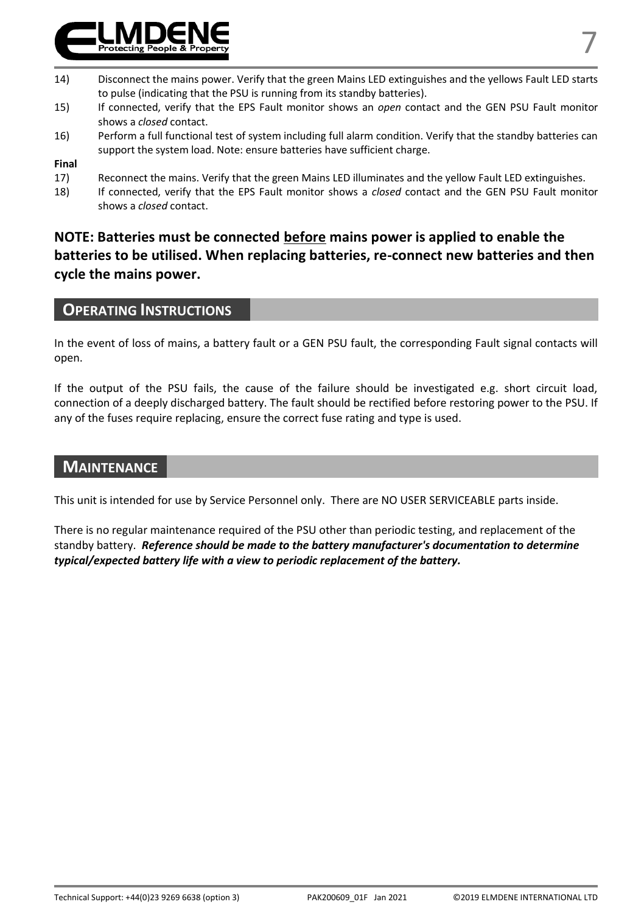14) Disconnect the mains power. Verify that the green Mains LED extinguishes and the yellows Fault LED starts to pulse (indicating that the PSU is running from its standby batteries).

15) If connected, verify that the EPS Fault monitor shows an *open* contact and the GEN PSU Fault monitor shows a *closed* contact.

16) Perform a full functional test of system including full alarm condition. Verify that the standby batteries can support the system load. Note: ensure batteries have sufficient charge.

**Final**

17) Reconnect the mains. Verify that the green Mains LED illuminates and the yellow Fault LED extinguishes.

18) If connected, verify that the EPS Fault monitor shows a *closed* contact and the GEN PSU Fault monitor shows a *closed* contact.

**NOTE: Batteries must be connected <u>before</u> mains power is applied to enable the batteries to be utilised. When replacing batteries, re-connect new batteries and then cycle the mains power.**

## Operating Instructions

In the event of loss of mains, a battery fault or a GEN PSU fault, the corresponding Fault signal contacts will open.

If the output of the PSU fails, the cause of the failure should be investigated e.g. short circuit load, connection of a deeply discharged battery. The fault should be rectified before restoring power to the PSU. If any of the fuses require replacing, ensure the correct fuse rating and type is used.

## Maintenance

This unit is intended for use by Service Personnel only. There are NO USER SERVICEABLE parts inside.

There is no regular maintenance required of the PSU other than periodic testing, and replacement of the standby battery. ***Reference should be made to the battery manufacturer's documentation to determine typical/expected battery life with a view to periodic replacement of the battery.***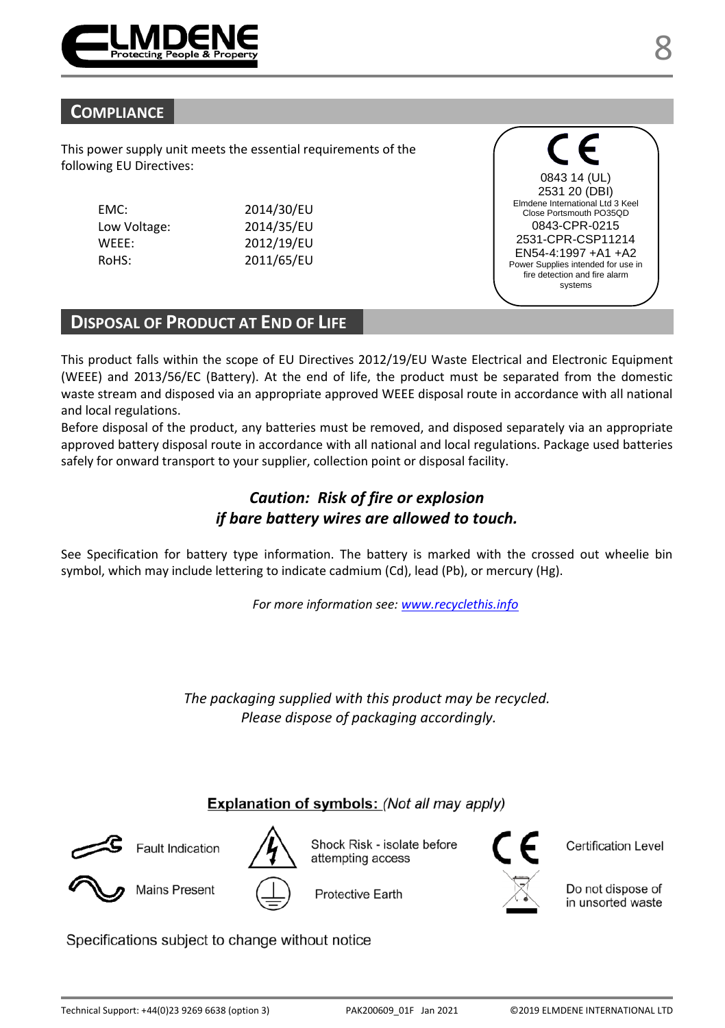## COMPLIANCE

This power supply unit meets the essential requirements of the following EU Directives:

| | |
|---|---|
| EMC: | 2014/30/EU |
| Low Voltage: | 2014/35/EU |
| WEEE: | 2012/19/EU |
| RoHS: | 2011/65/EU |

CE
0843 14 (UL)
2531 20 (DBI)
Elmdene International Ltd 3 Keel Close Portsmouth PO35QD
0843-CPR-0215
2531-CPR-CSP11214
EN54-4:1997 +A1 +A2
Power Supplies intended for use in fire detection and fire alarm systems

## DISPOSAL OF PRODUCT AT END OF LIFE

This product falls within the scope of EU Directives 2012/19/EU Waste Electrical and Electronic Equipment (WEEE) and 2013/56/EC (Battery). At the end of life, the product must be separated from the domestic waste stream and disposed via an appropriate approved WEEE disposal route in accordance with all national and local regulations.
Before disposal of the product, any batteries must be removed, and disposed separately via an appropriate approved battery disposal route in accordance with all national and local regulations. Package used batteries safely for onward transport to your supplier, collection point or disposal facility.

***Caution: Risk of fire or explosion if bare battery wires are allowed to touch.***

See Specification for battery type information. The battery is marked with the crossed out wheelie bin symbol, which may include lettering to indicate cadmium (Cd), lead (Pb), or mercury (Hg).

*For more information see: www.recyclethis.info*

*The packaging supplied with this product may be recycled. Please dispose of packaging accordingly.*

**Explanation of symbols:** *(Not all may apply)*

Fault Indication
Mains Present
Shock Risk - isolate before attempting access
Protective Earth
Certification Level
Do not dispose of in unsorted waste

Specifications subject to change without notice

Technical Support: +44(0)23 9269 6638 (option 3) PAK200609_01F Jan 2021 ©2019 ELMDENE INTERNATIONAL LTD